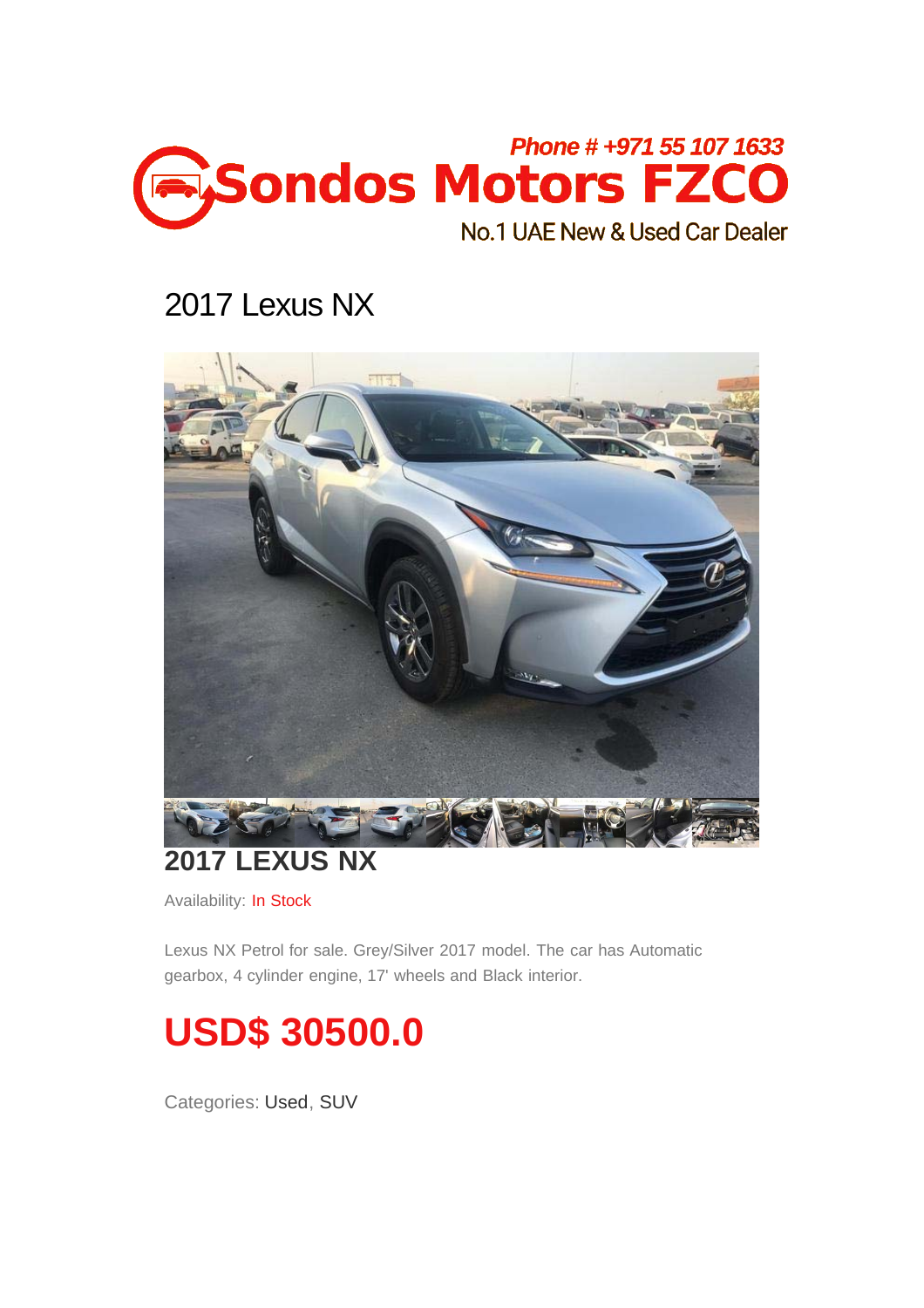Phone # +971 55 107 1633

# Sondos Motors FZCO

No.1 UAE New & Used Car Dealer

# 2017 Lexus NX

## 2017 LEXUS NX

Availability: In Stock

Lexus NX Petrol for sale. Grey/Silver 2017 model. The car has Automatic gearbox, 4 cylinder engine, 17' wheels and Black interior.

# USD$ 30500.0

Categories: Used, SUV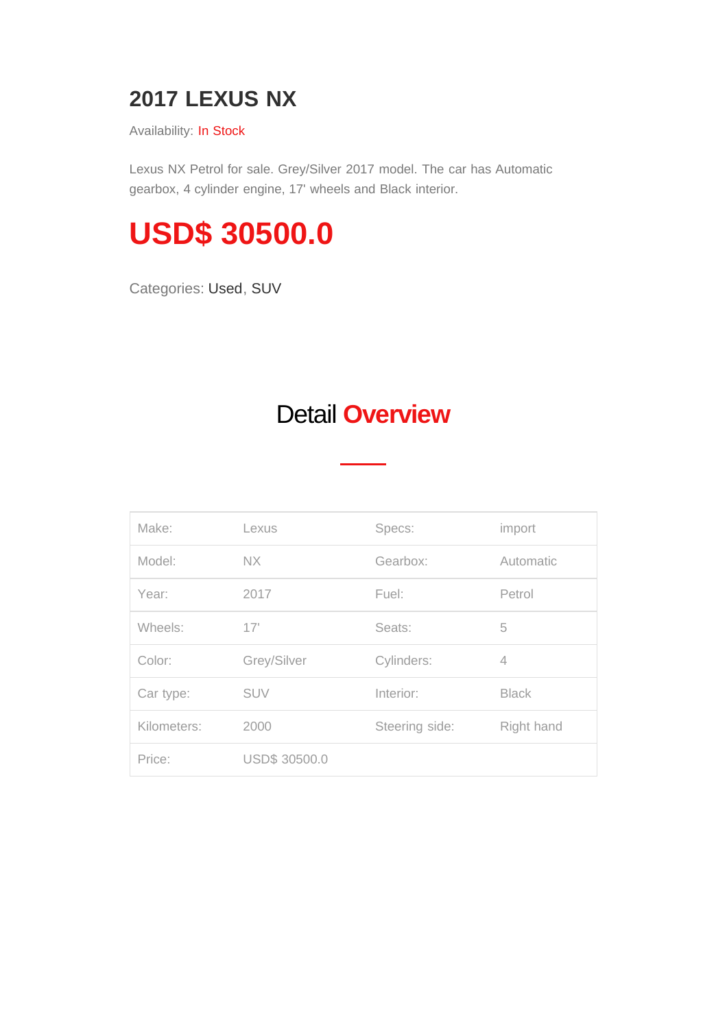# 2017 LEXUS NX

Availability: In Stock

Lexus NX Petrol for sale. Grey/Silver 2017 model. The car has Automatic gearbox, 4 cylinder engine, 17' wheels and Black interior.

# USD$ 30500.0

Categories: Used, SUV

## Detail Overview

| | | | |
|---|---|---|---|
| Make: | Lexus | Specs: | import |
| Model: | NX | Gearbox: | Automatic |
| Year: | 2017 | Fuel: | Petrol |
| Wheels: | 17' | Seats: | 5 |
| Color: | Grey/Silver | Cylinders: | 4 |
| Car type: | SUV | Interior: | Black |
| Kilometers: | 2000 | Steering side: | Right hand |
| Price: | USD$ 30500.0 | | |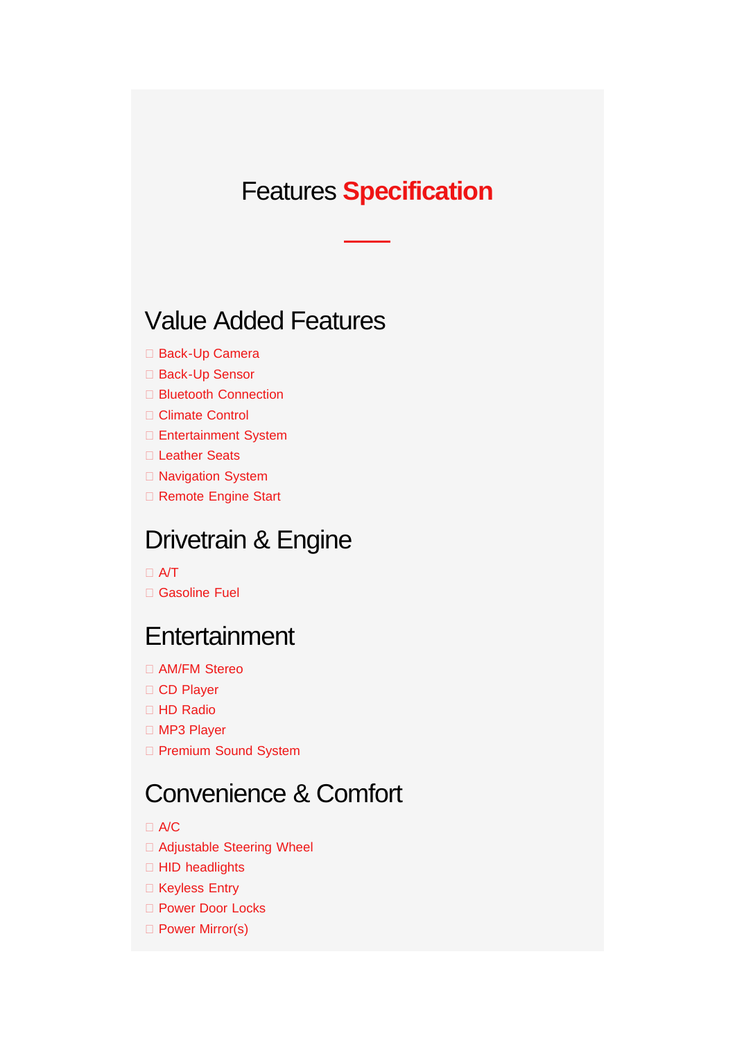# Features **Specification**

## Value Added Features

- Back-Up Camera
- Back-Up Sensor
- Bluetooth Connection
- Climate Control
- Entertainment System
- Leather Seats
- Navigation System
- Remote Engine Start

## Drivetrain & Engine

- A/T
- Gasoline Fuel

## Entertainment

- AM/FM Stereo
- CD Player
- HD Radio
- MP3 Player
- Premium Sound System

## Convenience & Comfort

- A/C
- Adjustable Steering Wheel
- HID headlights
- Keyless Entry
- Power Door Locks
- Power Mirror(s)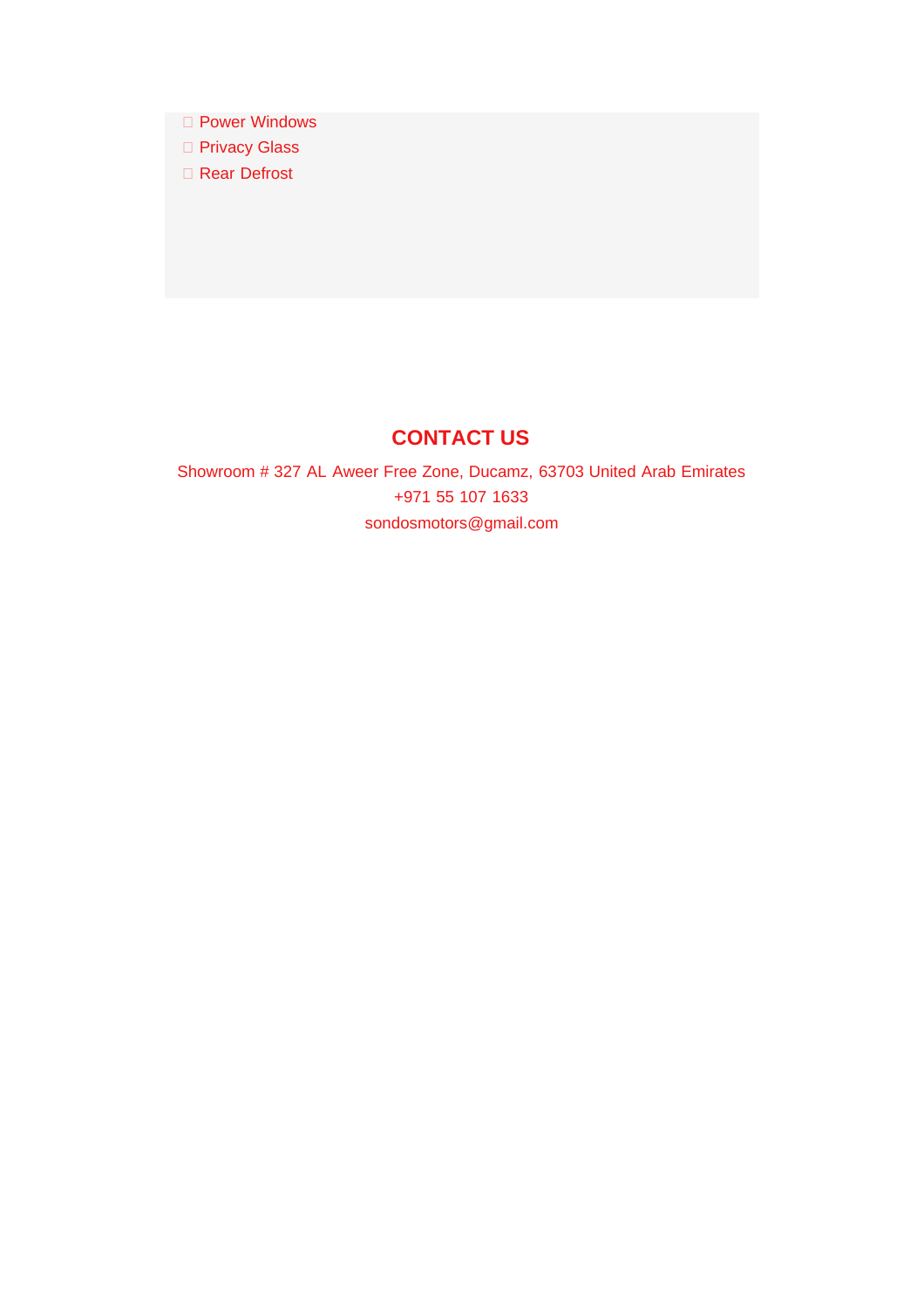- Power Windows
- Privacy Glass
- Rear Defrost

## CONTACT US

Showroom # 327 AL Aweer Free Zone, Ducamz, 63703 United Arab Emirates
+971 55 107 1633
sondosmotors@gmail.com